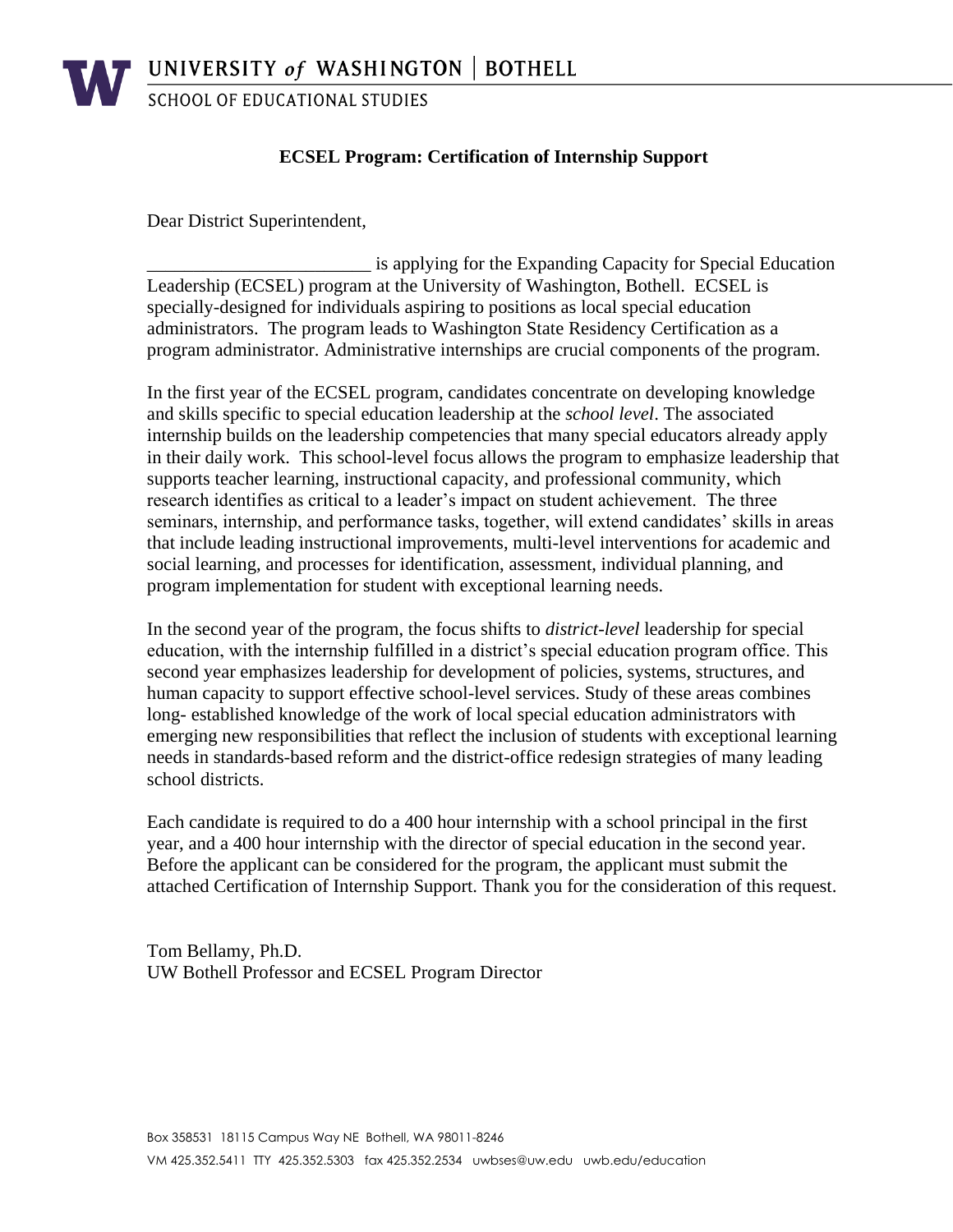UNIVERSITY *of* WASHINGTON | BOTHELL

SCHOOL OF EDUCATIONAL STUDIES

## ECSEL Program: Certification of Internship Support

Dear District Superintendent,

________________________ is applying for the Expanding Capacity for Special Education Leadership (ECSEL) program at the University of Washington, Bothell. ECSEL is specially-designed for individuals aspiring to positions as local special education administrators. The program leads to Washington State Residency Certification as a program administrator. Administrative internships are crucial components of the program.

In the first year of the ECSEL program, candidates concentrate on developing knowledge and skills specific to special education leadership at the *school level*. The associated internship builds on the leadership competencies that many special educators already apply in their daily work. This school-level focus allows the program to emphasize leadership that supports teacher learning, instructional capacity, and professional community, which research identifies as critical to a leader's impact on student achievement. The three seminars, internship, and performance tasks, together, will extend candidates' skills in areas that include leading instructional improvements, multi-level interventions for academic and social learning, and processes for identification, assessment, individual planning, and program implementation for student with exceptional learning needs.

In the second year of the program, the focus shifts to *district-level* leadership for special education, with the internship fulfilled in a district's special education program office. This second year emphasizes leadership for development of policies, systems, structures, and human capacity to support effective school-level services. Study of these areas combines long- established knowledge of the work of local special education administrators with emerging new responsibilities that reflect the inclusion of students with exceptional learning needs in standards-based reform and the district-office redesign strategies of many leading school districts.

Each candidate is required to do a 400 hour internship with a school principal in the first year, and a 400 hour internship with the director of special education in the second year. Before the applicant can be considered for the program, the applicant must submit the attached Certification of Internship Support. Thank you for the consideration of this request.

Tom Bellamy, Ph.D.
UW Bothell Professor and ECSEL Program Director

Box 358531 18115 Campus Way NE Bothell, WA 98011-8246
VM 425.352.5411 TTY 425.352.5303 fax 425.352.2534 uwbses@uw.edu uwb.edu/education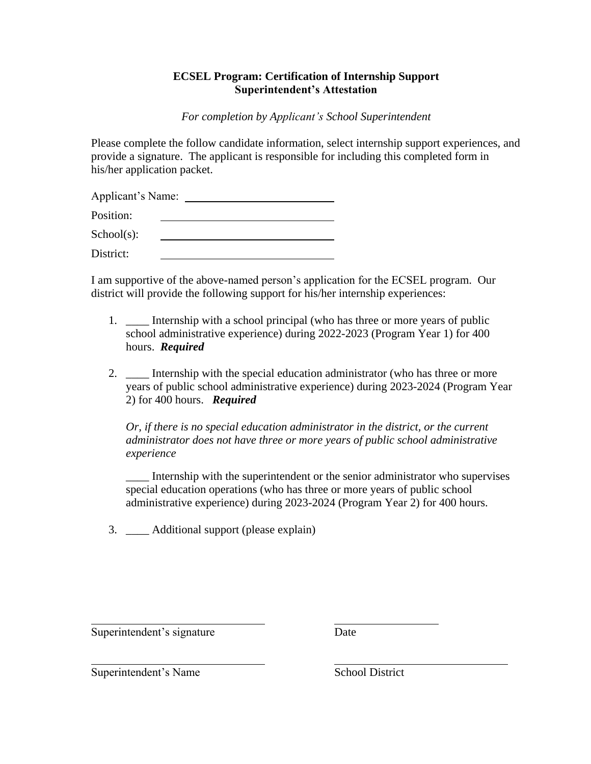**ECSEL Program: Certification of Internship Support**
**Superintendent's Attestation**

*For completion by Applicant's School Superintendent*

Please complete the follow candidate information, select internship support experiences, and provide a signature. The applicant is responsible for including this completed form in his/her application packet.

Applicant's Name: ____________________________

Position: ____________________________

School(s): ____________________________

District: ____________________________

I am supportive of the above-named person's application for the ECSEL program. Our district will provide the following support for his/her internship experiences:

1. ____ Internship with a school principal (who has three or more years of public school administrative experience) during 2022-2023 (Program Year 1) for 400 hours. ***Required***

2. ____ Internship with the special education administrator (who has three or more years of public school administrative experience) during 2023-2024 (Program Year 2) for 400 hours. ***Required***

   *Or, if there is no special education administrator in the district, or the current administrator does not have three or more years of public school administrative experience*

   ____ Internship with the superintendent or the senior administrator who supervises special education operations (who has three or more years of public school administrative experience) during 2023-2024 (Program Year 2) for 400 hours.

3. ____ Additional support (please explain)

____________________________ ____________________
Superintendent's signature Date

____________________________ ____________________________
Superintendent's Name School District